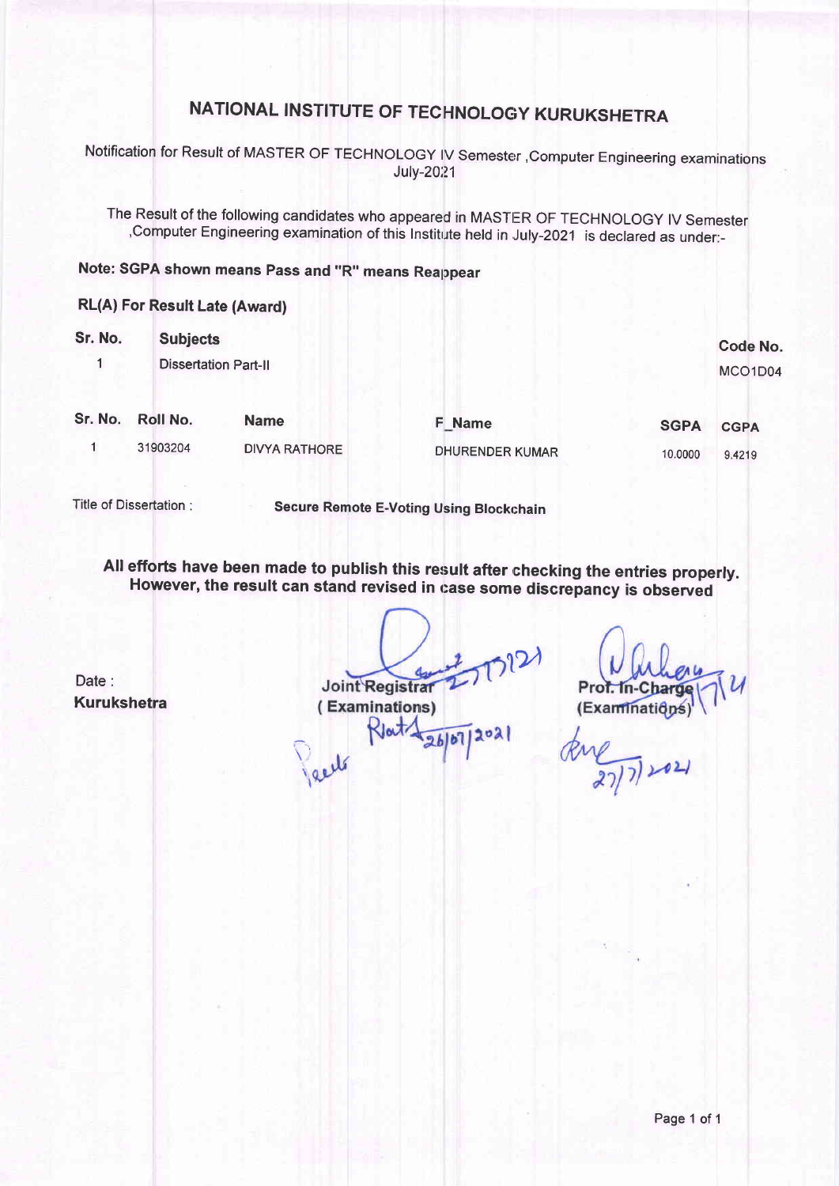# NATIONAL INSTITUTE OF TECHNOLOGY KURUKSHETRA

Notification for Result of MASTER OF TECHNOLOGY IV Semester ,Computer Engineering examinations July-2021

The Result of the following candidates who appeared in MASTER OF TECHNOLOGY IV Semester ,Computer Engineering examination of this Institute held in July-2021 is declared as under:-

**Note: SGPA shown means Pass and "R" means Reappear**

**RL(A) For Result Late (Award)**

| Sr. No. | Subjects | Code No. |
|---|---|---|
| 1 | Dissertation Part-II | MCO1D04 |

| Sr. No. | Roll No. | Name | F_Name | SGPA | CGPA |
|---|---|---|---|---|---|
| 1 | 31903204 | DIVYA RATHORE | DHURENDER KUMAR | 10.0000 | 9.4219 |

Title of Dissertation : **Secure Remote E-Voting Using Blockchain**

**All efforts have been made to publish this result after checking the entries properly. However, the result can stand revised in case some discrepancy is observed**

Date :
**Kurukshetra**

**Joint Registrar**
**( Examinations)**

**Prof. In-Charge**
**(Examinations)**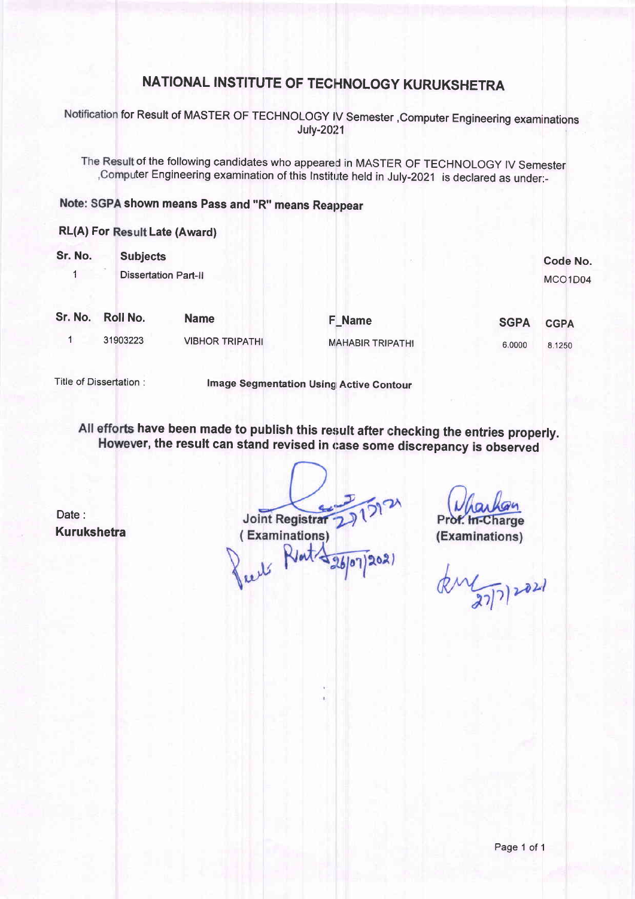# NATIONAL INSTITUTE OF TECHNOLOGY KURUKSHETRA

Notification for Result of MASTER OF TECHNOLOGY IV Semester ,Computer Engineering examinations July-2021

The Result of the following candidates who appeared in MASTER OF TECHNOLOGY IV Semester ,Computer Engineering examination of this Institute held in July-2021 is declared as under:-

**Note: SGPA shown means Pass and "R" means Reappear**

**RL(A) For Result Late (Award)**

| Sr. No. | Subjects | Code No. |
|---|---|---|
| 1 | Dissertation Part-II | MCO1D04 |

| Sr. No. | Roll No. | Name | F_Name | SGPA | CGPA |
|---|---|---|---|---|---|
| 1 | 31903223 | VIBHOR TRIPATHI | MAHABIR TRIPATHI | 6.0000 | 8.1250 |

Title of Dissertation : **Image Segmentation Using Active Contour**

**All efforts have been made to publish this result after checking the entries properly. However, the result can stand revised in case some discrepancy is observed**

Date :

**Kurukshetra**

Joint Registrar 27/7/21
(Examinations)
26/07/2021

Prof. In-Charge
(Examinations)
27/7/2021